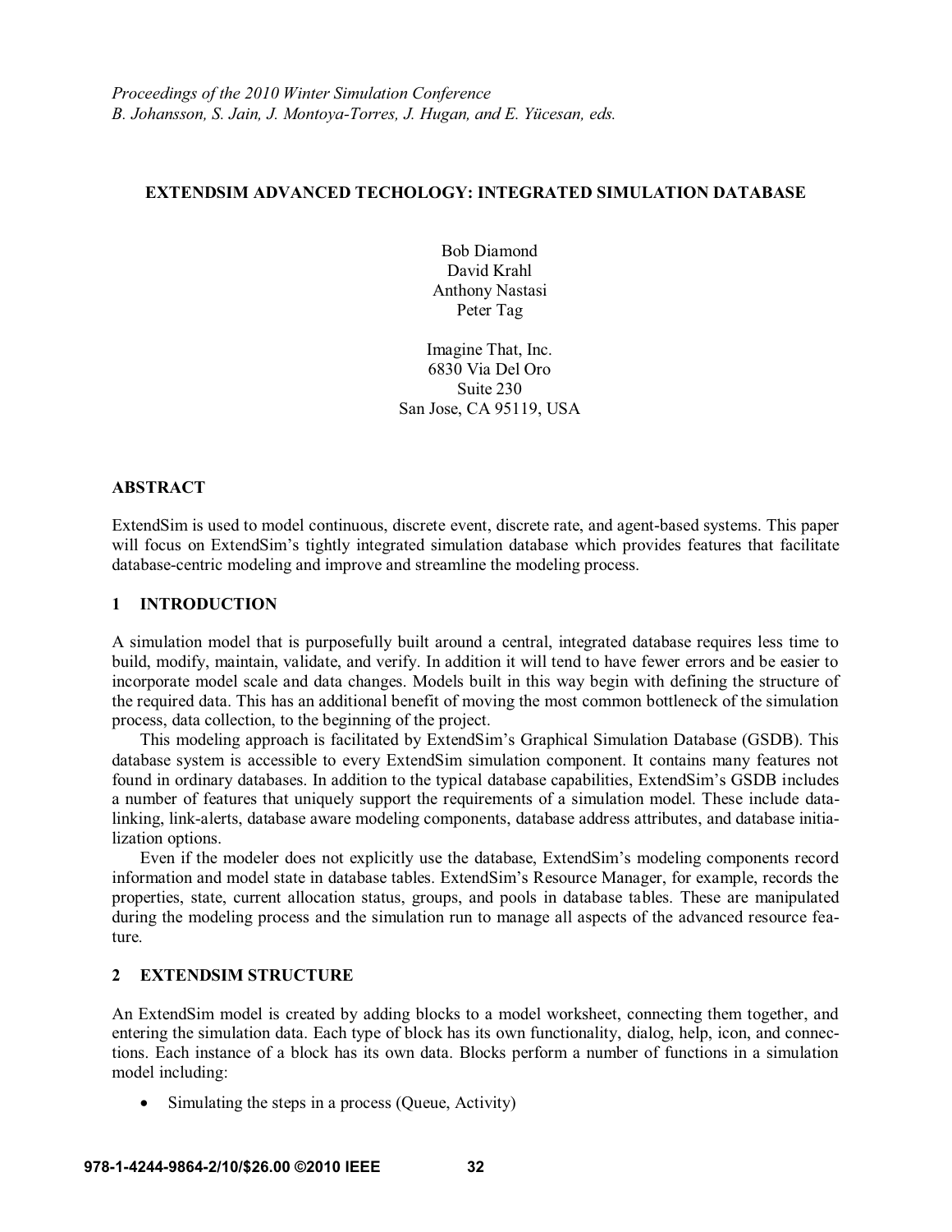*Proceedings of the 2010 Winter Simulation Conference*
*B. Johansson, S. Jain, J. Montoya-Torres, J. Hugan, and E. Yücesan, eds.*

# EXTENDSIM ADVANCED TECHOLOGY: INTEGRATED SIMULATION DATABASE

Bob Diamond
David Krahl
Anthony Nastasi
Peter Tag

Imagine That, Inc.
6830 Via Del Oro
Suite 230
San Jose, CA 95119, USA

## ABSTRACT

ExtendSim is used to model continuous, discrete event, discrete rate, and agent-based systems. This paper will focus on ExtendSim's tightly integrated simulation database which provides features that facilitate database-centric modeling and improve and streamline the modeling process.

## 1 INTRODUCTION

A simulation model that is purposefully built around a central, integrated database requires less time to build, modify, maintain, validate, and verify. In addition it will tend to have fewer errors and be easier to incorporate model scale and data changes. Models built in this way begin with defining the structure of the required data. This has an additional benefit of moving the most common bottleneck of the simulation process, data collection, to the beginning of the project.

This modeling approach is facilitated by ExtendSim's Graphical Simulation Database (GSDB). This database system is accessible to every ExtendSim simulation component. It contains many features not found in ordinary databases. In addition to the typical database capabilities, ExtendSim's GSDB includes a number of features that uniquely support the requirements of a simulation model. These include data-linking, link-alerts, database aware modeling components, database address attributes, and database initialization options.

Even if the modeler does not explicitly use the database, ExtendSim's modeling components record information and model state in database tables. ExtendSim's Resource Manager, for example, records the properties, state, current allocation status, groups, and pools in database tables. These are manipulated during the modeling process and the simulation run to manage all aspects of the advanced resource feature.

## 2 EXTENDSIM STRUCTURE

An ExtendSim model is created by adding blocks to a model worksheet, connecting them together, and entering the simulation data. Each type of block has its own functionality, dialog, help, icon, and connections. Each instance of a block has its own data. Blocks perform a number of functions in a simulation model including:

- Simulating the steps in a process (Queue, Activity)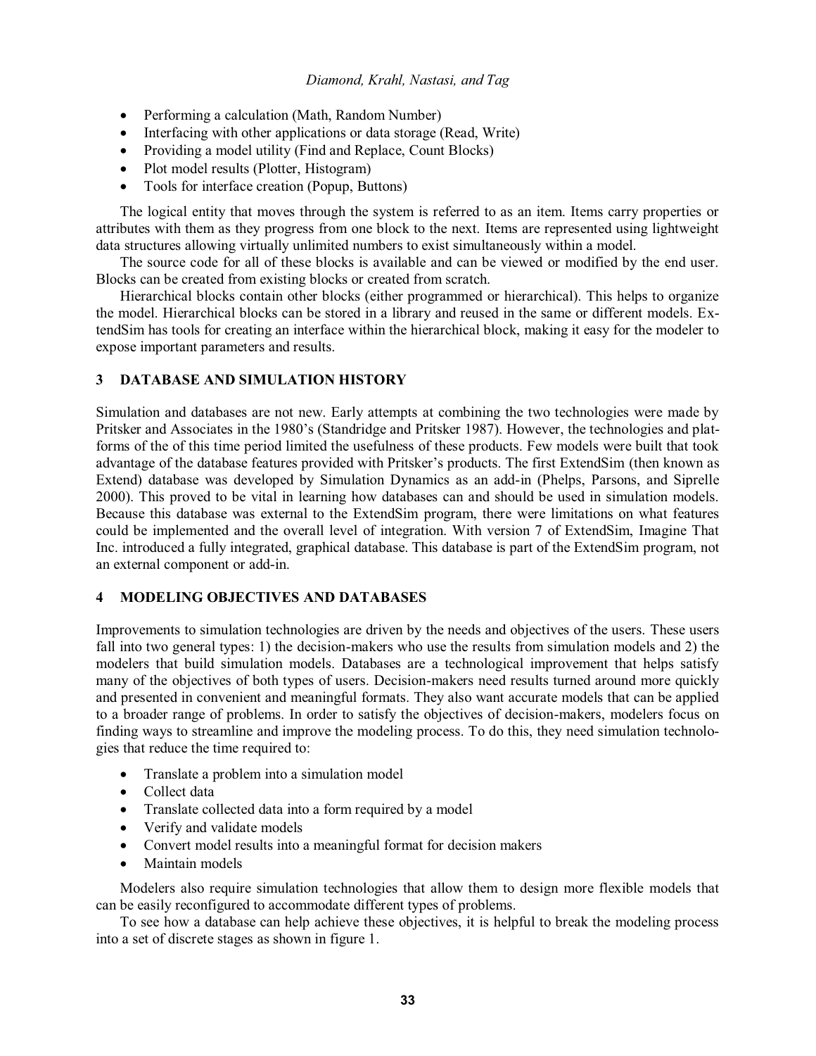- Performing a calculation (Math, Random Number)
- Interfacing with other applications or data storage (Read, Write)
- Providing a model utility (Find and Replace, Count Blocks)
- Plot model results (Plotter, Histogram)
- Tools for interface creation (Popup, Buttons)

The logical entity that moves through the system is referred to as an item. Items carry properties or attributes with them as they progress from one block to the next. Items are represented using lightweight data structures allowing virtually unlimited numbers to exist simultaneously within a model.

The source code for all of these blocks is available and can be viewed or modified by the end user. Blocks can be created from existing blocks or created from scratch.

Hierarchical blocks contain other blocks (either programmed or hierarchical). This helps to organize the model. Hierarchical blocks can be stored in a library and reused in the same or different models. ExtendSim has tools for creating an interface within the hierarchical block, making it easy for the modeler to expose important parameters and results.

## 3 DATABASE AND SIMULATION HISTORY

Simulation and databases are not new. Early attempts at combining the two technologies were made by Pritsker and Associates in the 1980's (Standridge and Pritsker 1987). However, the technologies and platforms of the of this time period limited the usefulness of these products. Few models were built that took advantage of the database features provided with Pritsker's products. The first ExtendSim (then known as Extend) database was developed by Simulation Dynamics as an add-in (Phelps, Parsons, and Siprelle 2000). This proved to be vital in learning how databases can and should be used in simulation models. Because this database was external to the ExtendSim program, there were limitations on what features could be implemented and the overall level of integration. With version 7 of ExtendSim, Imagine That Inc. introduced a fully integrated, graphical database. This database is part of the ExtendSim program, not an external component or add-in.

## 4 MODELING OBJECTIVES AND DATABASES

Improvements to simulation technologies are driven by the needs and objectives of the users. These users fall into two general types: 1) the decision-makers who use the results from simulation models and 2) the modelers that build simulation models. Databases are a technological improvement that helps satisfy many of the objectives of both types of users. Decision-makers need results turned around more quickly and presented in convenient and meaningful formats. They also want accurate models that can be applied to a broader range of problems. In order to satisfy the objectives of decision-makers, modelers focus on finding ways to streamline and improve the modeling process. To do this, they need simulation technologies that reduce the time required to:

- Translate a problem into a simulation model
- Collect data
- Translate collected data into a form required by a model
- Verify and validate models
- Convert model results into a meaningful format for decision makers
- Maintain models

Modelers also require simulation technologies that allow them to design more flexible models that can be easily reconfigured to accommodate different types of problems.

To see how a database can help achieve these objectives, it is helpful to break the modeling process into a set of discrete stages as shown in figure 1.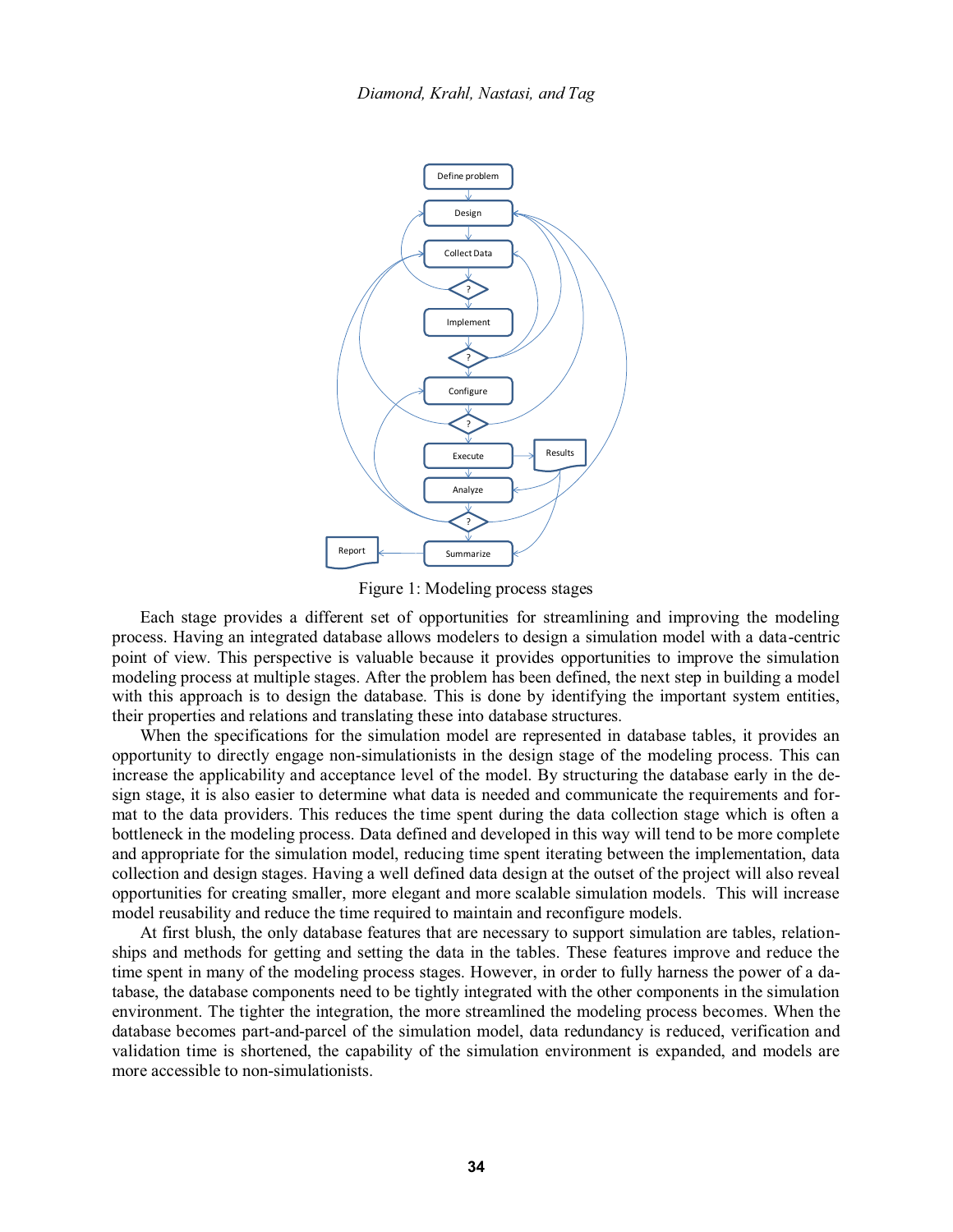Define problem

Design

Collect Data

?

Implement

?

Configure

?

Execute

Results

Analyze

?

Report

Summarize

Figure 1: Modeling process stages

Each stage provides a different set of opportunities for streamlining and improving the modeling process. Having an integrated database allows modelers to design a simulation model with a data-centric point of view. This perspective is valuable because it provides opportunities to improve the simulation modeling process at multiple stages. After the problem has been defined, the next step in building a model with this approach is to design the database. This is done by identifying the important system entities, their properties and relations and translating these into database structures.

When the specifications for the simulation model are represented in database tables, it provides an opportunity to directly engage non-simulationists in the design stage of the modeling process. This can increase the applicability and acceptance level of the model. By structuring the database early in the design stage, it is also easier to determine what data is needed and communicate the requirements and format to the data providers. This reduces the time spent during the data collection stage which is often a bottleneck in the modeling process. Data defined and developed in this way will tend to be more complete and appropriate for the simulation model, reducing time spent iterating between the implementation, data collection and design stages. Having a well defined data design at the outset of the project will also reveal opportunities for creating smaller, more elegant and more scalable simulation models. This will increase model reusability and reduce the time required to maintain and reconfigure models.

At first blush, the only database features that are necessary to support simulation are tables, relationships and methods for getting and setting the data in the tables. These features improve and reduce the time spent in many of the modeling process stages. However, in order to fully harness the power of a database, the database components need to be tightly integrated with the other components in the simulation environment. The tighter the integration, the more streamlined the modeling process becomes. When the database becomes part-and-parcel of the simulation model, data redundancy is reduced, verification and validation time is shortened, the capability of the simulation environment is expanded, and models are more accessible to non-simulationists.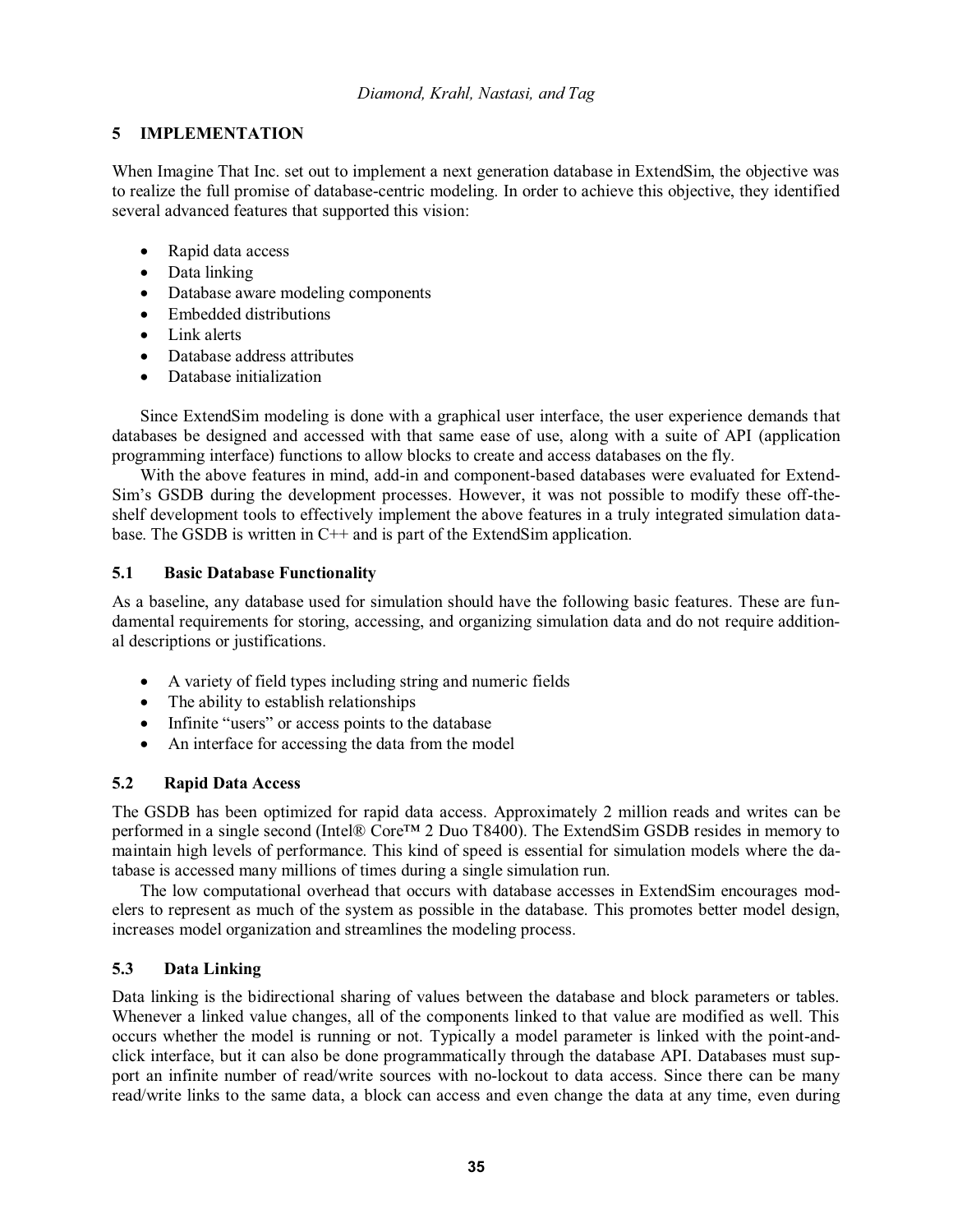## 5 IMPLEMENTATION

When Imagine That Inc. set out to implement a next generation database in ExtendSim, the objective was to realize the full promise of database-centric modeling. In order to achieve this objective, they identified several advanced features that supported this vision:

- Rapid data access
- Data linking
- Database aware modeling components
- Embedded distributions
- Link alerts
- Database address attributes
- Database initialization

Since ExtendSim modeling is done with a graphical user interface, the user experience demands that databases be designed and accessed with that same ease of use, along with a suite of API (application programming interface) functions to allow blocks to create and access databases on the fly.

With the above features in mind, add-in and component-based databases were evaluated for ExtendSim's GSDB during the development processes. However, it was not possible to modify these off-the-shelf development tools to effectively implement the above features in a truly integrated simulation database. The GSDB is written in C++ and is part of the ExtendSim application.

### 5.1 Basic Database Functionality

As a baseline, any database used for simulation should have the following basic features. These are fundamental requirements for storing, accessing, and organizing simulation data and do not require additional descriptions or justifications.

- A variety of field types including string and numeric fields
- The ability to establish relationships
- Infinite "users" or access points to the database
- An interface for accessing the data from the model

### 5.2 Rapid Data Access

The GSDB has been optimized for rapid data access. Approximately 2 million reads and writes can be performed in a single second (Intel® Core™ 2 Duo T8400). The ExtendSim GSDB resides in memory to maintain high levels of performance. This kind of speed is essential for simulation models where the database is accessed many millions of times during a single simulation run.

The low computational overhead that occurs with database accesses in ExtendSim encourages modelers to represent as much of the system as possible in the database. This promotes better model design, increases model organization and streamlines the modeling process.

### 5.3 Data Linking

Data linking is the bidirectional sharing of values between the database and block parameters or tables. Whenever a linked value changes, all of the components linked to that value are modified as well. This occurs whether the model is running or not. Typically a model parameter is linked with the point-and-click interface, but it can also be done programmatically through the database API. Databases must support an infinite number of read/write sources with no-lockout to data access. Since there can be many read/write links to the same data, a block can access and even change the data at any time, even during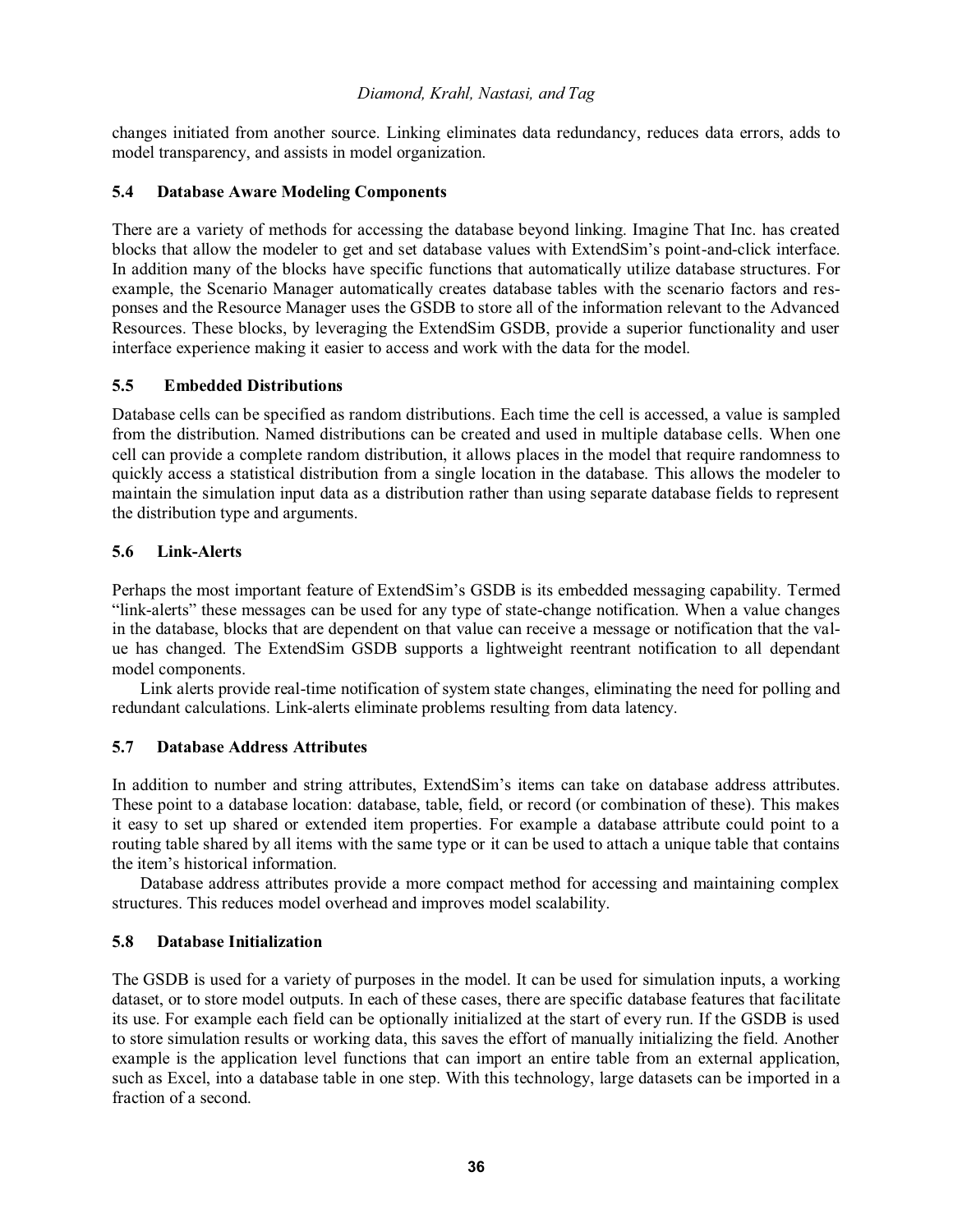changes initiated from another source. Linking eliminates data redundancy, reduces data errors, adds to model transparency, and assists in model organization.

### 5.4 Database Aware Modeling Components

There are a variety of methods for accessing the database beyond linking. Imagine That Inc. has created blocks that allow the modeler to get and set database values with ExtendSim's point-and-click interface. In addition many of the blocks have specific functions that automatically utilize database structures. For example, the Scenario Manager automatically creates database tables with the scenario factors and responses and the Resource Manager uses the GSDB to store all of the information relevant to the Advanced Resources. These blocks, by leveraging the ExtendSim GSDB, provide a superior functionality and user interface experience making it easier to access and work with the data for the model.

### 5.5 Embedded Distributions

Database cells can be specified as random distributions. Each time the cell is accessed, a value is sampled from the distribution. Named distributions can be created and used in multiple database cells. When one cell can provide a complete random distribution, it allows places in the model that require randomness to quickly access a statistical distribution from a single location in the database. This allows the modeler to maintain the simulation input data as a distribution rather than using separate database fields to represent the distribution type and arguments.

### 5.6 Link-Alerts

Perhaps the most important feature of ExtendSim's GSDB is its embedded messaging capability. Termed "link-alerts" these messages can be used for any type of state-change notification. When a value changes in the database, blocks that are dependent on that value can receive a message or notification that the value has changed. The ExtendSim GSDB supports a lightweight reentrant notification to all dependant model components.

Link alerts provide real-time notification of system state changes, eliminating the need for polling and redundant calculations. Link-alerts eliminate problems resulting from data latency.

### 5.7 Database Address Attributes

In addition to number and string attributes, ExtendSim's items can take on database address attributes. These point to a database location: database, table, field, or record (or combination of these). This makes it easy to set up shared or extended item properties. For example a database attribute could point to a routing table shared by all items with the same type or it can be used to attach a unique table that contains the item's historical information.

Database address attributes provide a more compact method for accessing and maintaining complex structures. This reduces model overhead and improves model scalability.

### 5.8 Database Initialization

The GSDB is used for a variety of purposes in the model. It can be used for simulation inputs, a working dataset, or to store model outputs. In each of these cases, there are specific database features that facilitate its use. For example each field can be optionally initialized at the start of every run. If the GSDB is used to store simulation results or working data, this saves the effort of manually initializing the field. Another example is the application level functions that can import an entire table from an external application, such as Excel, into a database table in one step. With this technology, large datasets can be imported in a fraction of a second.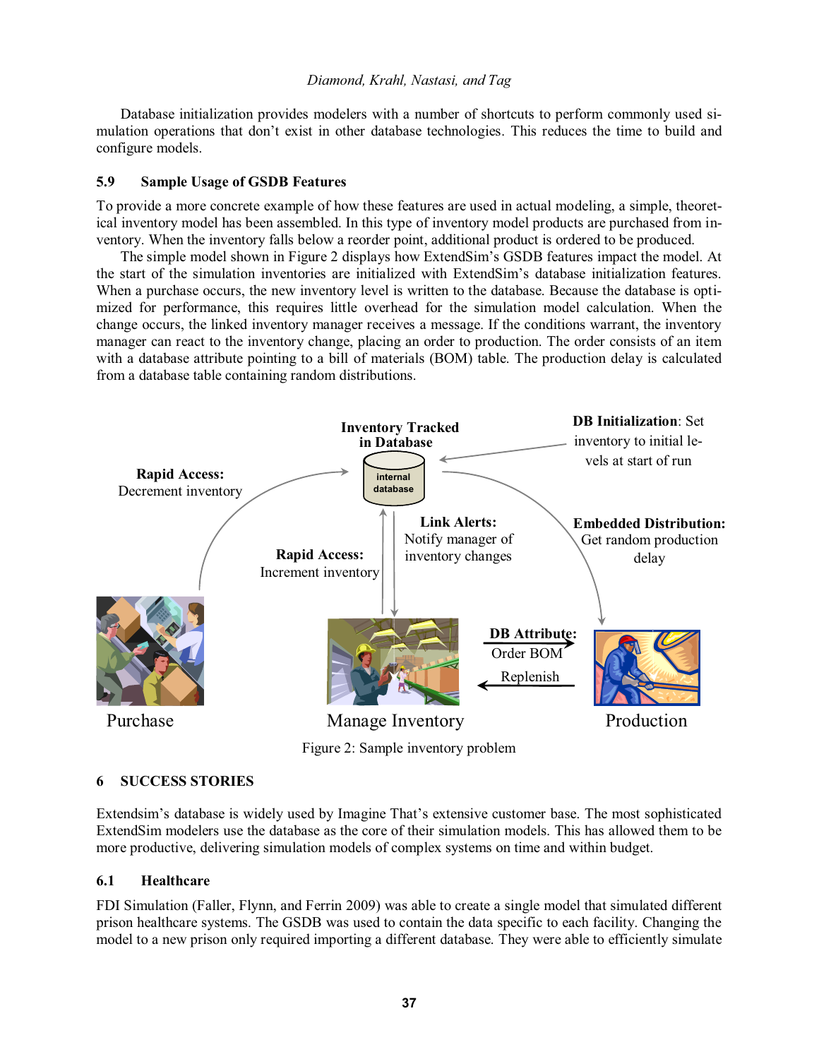Database initialization provides modelers with a number of shortcuts to perform commonly used simulation operations that don't exist in other database technologies. This reduces the time to build and configure models.

### 5.9 Sample Usage of GSDB Features

To provide a more concrete example of how these features are used in actual modeling, a simple, theoretical inventory model has been assembled. In this type of inventory model products are purchased from inventory. When the inventory falls below a reorder point, additional product is ordered to be produced.

The simple model shown in Figure 2 displays how ExtendSim's GSDB features impact the model. At the start of the simulation inventories are initialized with ExtendSim's database initialization features. When a purchase occurs, the new inventory level is written to the database. Because the database is optimized for performance, this requires little overhead for the simulation model calculation. When the change occurs, the linked inventory manager receives a message. If the conditions warrant, the inventory manager can react to the inventory change, placing an order to production. The order consists of an item with a database attribute pointing to a bill of materials (BOM) table. The production delay is calculated from a database table containing random distributions.

Figure 2: Sample inventory problem

## 6 SUCCESS STORIES

Extendsim's database is widely used by Imagine That's extensive customer base. The most sophisticated ExtendSim modelers use the database as the core of their simulation models. This has allowed them to be more productive, delivering simulation models of complex systems on time and within budget.

### 6.1 Healthcare

FDI Simulation (Faller, Flynn, and Ferrin 2009) was able to create a single model that simulated different prison healthcare systems. The GSDB was used to contain the data specific to each facility. Changing the model to a new prison only required importing a different database. They were able to efficiently simulate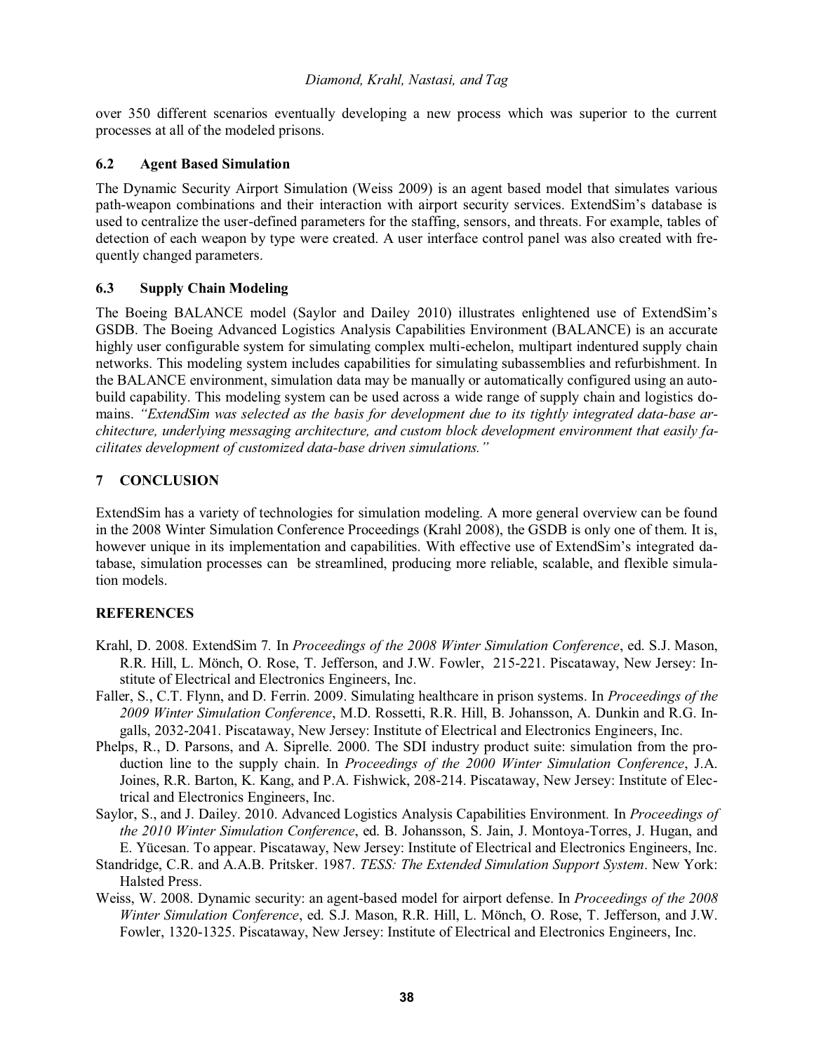over 350 different scenarios eventually developing a new process which was superior to the current processes at all of the modeled prisons.

### 6.2 Agent Based Simulation

The Dynamic Security Airport Simulation (Weiss 2009) is an agent based model that simulates various path-weapon combinations and their interaction with airport security services. ExtendSim's database is used to centralize the user-defined parameters for the staffing, sensors, and threats. For example, tables of detection of each weapon by type were created. A user interface control panel was also created with frequently changed parameters.

### 6.3 Supply Chain Modeling

The Boeing BALANCE model (Saylor and Dailey 2010) illustrates enlightened use of ExtendSim's GSDB. The Boeing Advanced Logistics Analysis Capabilities Environment (BALANCE) is an accurate highly user configurable system for simulating complex multi-echelon, multipart indentured supply chain networks. This modeling system includes capabilities for simulating subassemblies and refurbishment. In the BALANCE environment, simulation data may be manually or automatically configured using an auto-build capability. This modeling system can be used across a wide range of supply chain and logistics domains. *"ExtendSim was selected as the basis for development due to its tightly integrated data-base architecture, underlying messaging architecture, and custom block development environment that easily facilitates development of customized data-base driven simulations."*

## 7 CONCLUSION

ExtendSim has a variety of technologies for simulation modeling. A more general overview can be found in the 2008 Winter Simulation Conference Proceedings (Krahl 2008), the GSDB is only one of them. It is, however unique in its implementation and capabilities. With effective use of ExtendSim's integrated database, simulation processes can be streamlined, producing more reliable, scalable, and flexible simulation models.

## REFERENCES

Krahl, D. 2008. ExtendSim 7. In *Proceedings of the 2008 Winter Simulation Conference*, ed. S.J. Mason, R.R. Hill, L. Mönch, O. Rose, T. Jefferson, and J.W. Fowler, 215-221. Piscataway, New Jersey: Institute of Electrical and Electronics Engineers, Inc.

Faller, S., C.T. Flynn, and D. Ferrin. 2009. Simulating healthcare in prison systems. In *Proceedings of the 2009 Winter Simulation Conference*, M.D. Rossetti, R.R. Hill, B. Johansson, A. Dunkin and R.G. Ingalls, 2032-2041. Piscataway, New Jersey: Institute of Electrical and Electronics Engineers, Inc.

Phelps, R., D. Parsons, and A. Siprelle. 2000. The SDI industry product suite: simulation from the production line to the supply chain. In *Proceedings of the 2000 Winter Simulation Conference*, J.A. Joines, R.R. Barton, K. Kang, and P.A. Fishwick, 208-214. Piscataway, New Jersey: Institute of Electrical and Electronics Engineers, Inc.

Saylor, S., and J. Dailey. 2010. Advanced Logistics Analysis Capabilities Environment. In *Proceedings of the 2010 Winter Simulation Conference*, ed. B. Johansson, S. Jain, J. Montoya-Torres, J. Hugan, and E. Yücesan. To appear. Piscataway, New Jersey: Institute of Electrical and Electronics Engineers, Inc.

Standridge, C.R. and A.A.B. Pritsker. 1987. *TESS: The Extended Simulation Support System*. New York: Halsted Press.

Weiss, W. 2008. Dynamic security: an agent-based model for airport defense. In *Proceedings of the 2008 Winter Simulation Conference*, ed. S.J. Mason, R.R. Hill, L. Mönch, O. Rose, T. Jefferson, and J.W. Fowler, 1320-1325. Piscataway, New Jersey: Institute of Electrical and Electronics Engineers, Inc.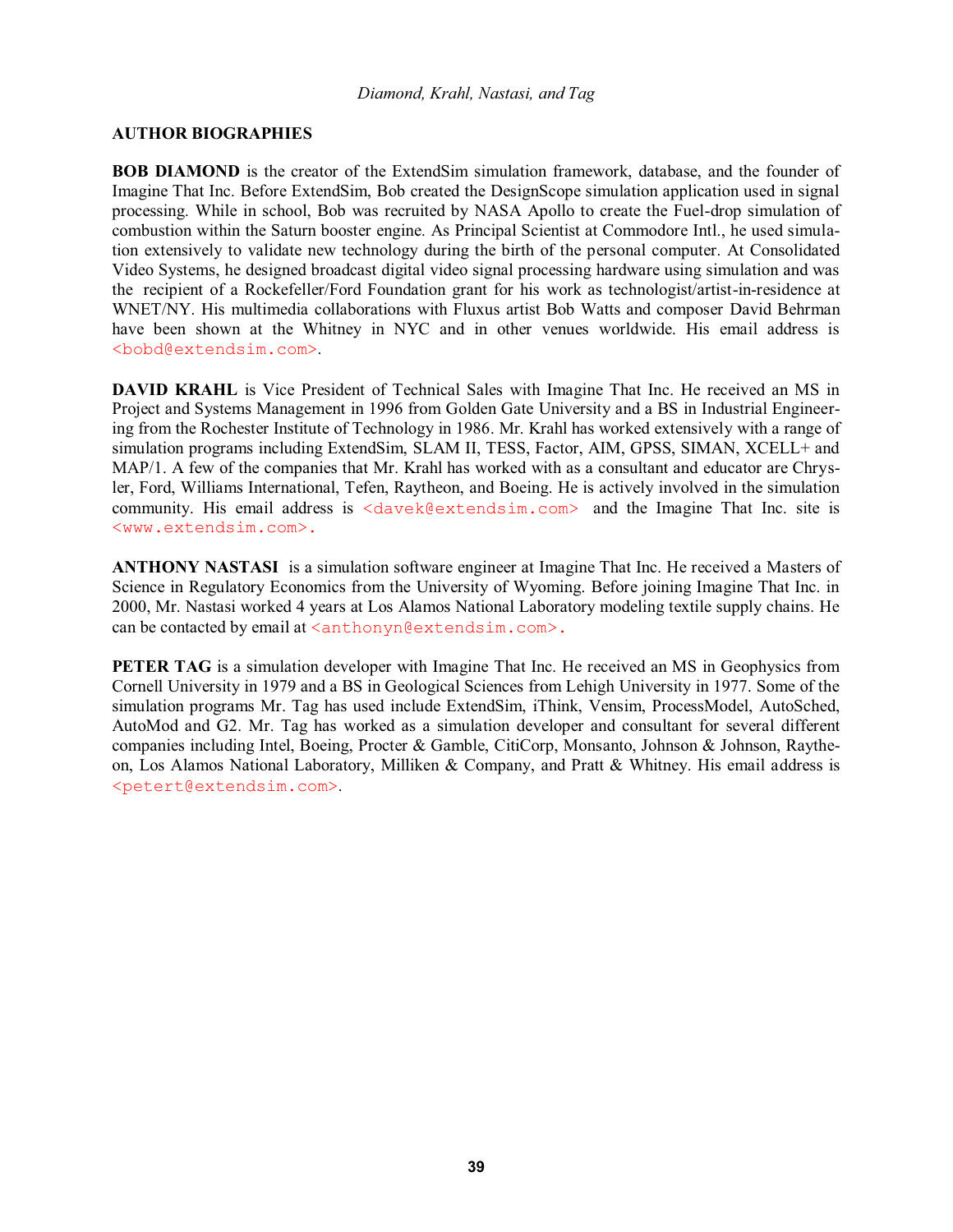## AUTHOR BIOGRAPHIES

**BOB DIAMOND** is the creator of the ExtendSim simulation framework, database, and the founder of Imagine That Inc. Before ExtendSim, Bob created the DesignScope simulation application used in signal processing. While in school, Bob was recruited by NASA Apollo to create the Fuel-drop simulation of combustion within the Saturn booster engine. As Principal Scientist at Commodore Intl., he used simulation extensively to validate new technology during the birth of the personal computer. At Consolidated Video Systems, he designed broadcast digital video signal processing hardware using simulation and was the recipient of a Rockefeller/Ford Foundation grant for his work as technologist/artist-in-residence at WNET/NY. His multimedia collaborations with Fluxus artist Bob Watts and composer David Behrman have been shown at the Whitney in NYC and in other venues worldwide. His email address is <bobd@extendsim.com>.

**DAVID KRAHL** is Vice President of Technical Sales with Imagine That Inc. He received an MS in Project and Systems Management in 1996 from Golden Gate University and a BS in Industrial Engineering from the Rochester Institute of Technology in 1986. Mr. Krahl has worked extensively with a range of simulation programs including ExtendSim, SLAM II, TESS, Factor, AIM, GPSS, SIMAN, XCELL+ and MAP/1. A few of the companies that Mr. Krahl has worked with as a consultant and educator are Chrysler, Ford, Williams International, Tefen, Raytheon, and Boeing. He is actively involved in the simulation community. His email address is <davek@extendsim.com> and the Imagine That Inc. site is <www.extendsim.com>.

**ANTHONY NASTASI** is a simulation software engineer at Imagine That Inc. He received a Masters of Science in Regulatory Economics from the University of Wyoming. Before joining Imagine That Inc. in 2000, Mr. Nastasi worked 4 years at Los Alamos National Laboratory modeling textile supply chains. He can be contacted by email at <anthonyn@extendsim.com>.

**PETER TAG** is a simulation developer with Imagine That Inc. He received an MS in Geophysics from Cornell University in 1979 and a BS in Geological Sciences from Lehigh University in 1977. Some of the simulation programs Mr. Tag has used include ExtendSim, iThink, Vensim, ProcessModel, AutoSched, AutoMod and G2. Mr. Tag has worked as a simulation developer and consultant for several different companies including Intel, Boeing, Procter & Gamble, CitiCorp, Monsanto, Johnson & Johnson, Raytheon, Los Alamos National Laboratory, Milliken & Company, and Pratt & Whitney. His email address is <petert@extendsim.com>.